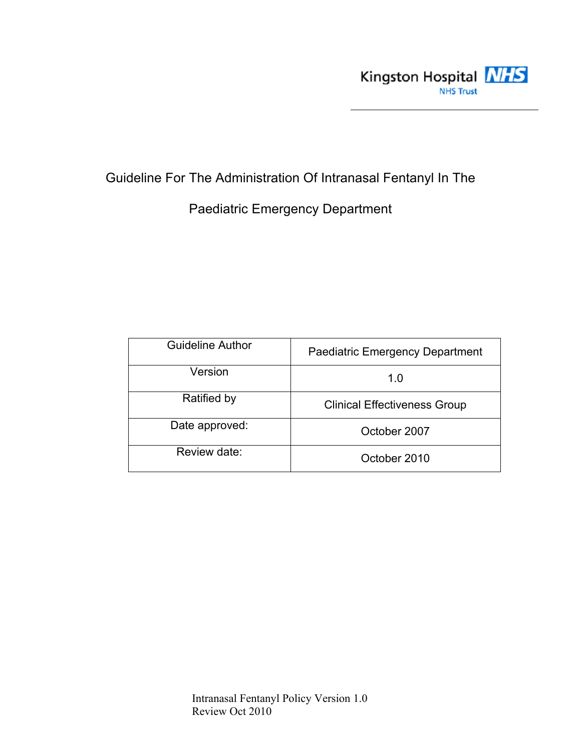Kingston Hospital NHS
NHS Trust

# Guideline For The Administration Of Intranasal Fentanyl In The Paediatric Emergency Department

| Guideline Author | Paediatric Emergency Department |
|---|---|
| Version | 1.0 |
| Ratified by | Clinical Effectiveness Group |
| Date approved: | October 2007 |
| Review date: | October 2010 |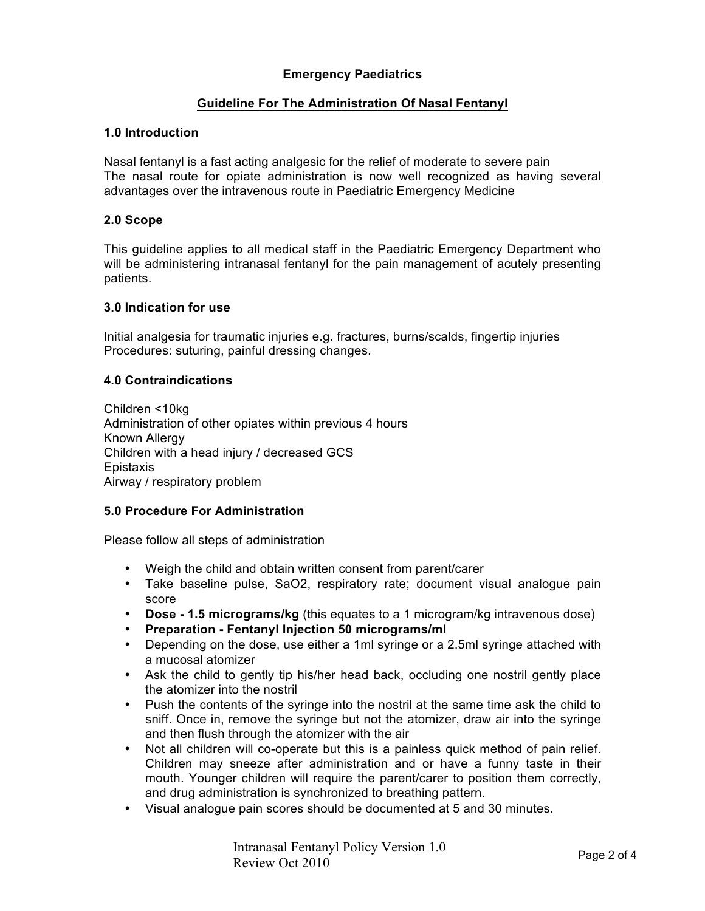## Emergency Paediatrics

## Guideline For The Administration Of Nasal Fentanyl

### 1.0 Introduction

Nasal fentanyl is a fast acting analgesic for the relief of moderate to severe pain
The nasal route for opiate administration is now well recognized as having several advantages over the intravenous route in Paediatric Emergency Medicine

### 2.0 Scope

This guideline applies to all medical staff in the Paediatric Emergency Department who will be administering intranasal fentanyl for the pain management of acutely presenting patients.

### 3.0 Indication for use

Initial analgesia for traumatic injuries e.g. fractures, burns/scalds, fingertip injuries
Procedures: suturing, painful dressing changes.

### 4.0 Contraindications

Children <10kg
Administration of other opiates within previous 4 hours
Known Allergy
Children with a head injury / decreased GCS
Epistaxis
Airway / respiratory problem

### 5.0 Procedure For Administration

Please follow all steps of administration

- Weigh the child and obtain written consent from parent/carer
- Take baseline pulse, SaO2, respiratory rate; document visual analogue pain score
- **Dose - 1.5 micrograms/kg** (this equates to a 1 microgram/kg intravenous dose)
- **Preparation - Fentanyl Injection 50 micrograms/ml**
- Depending on the dose, use either a 1ml syringe or a 2.5ml syringe attached with a mucosal atomizer
- Ask the child to gently tip his/her head back, occluding one nostril gently place the atomizer into the nostril
- Push the contents of the syringe into the nostril at the same time ask the child to sniff. Once in, remove the syringe but not the atomizer, draw air into the syringe and then flush through the atomizer with the air
- Not all children will co-operate but this is a painless quick method of pain relief. Children may sneeze after administration and or have a funny taste in their mouth. Younger children will require the parent/carer to position them correctly, and drug administration is synchronized to breathing pattern.
- Visual analogue pain scores should be documented at 5 and 30 minutes.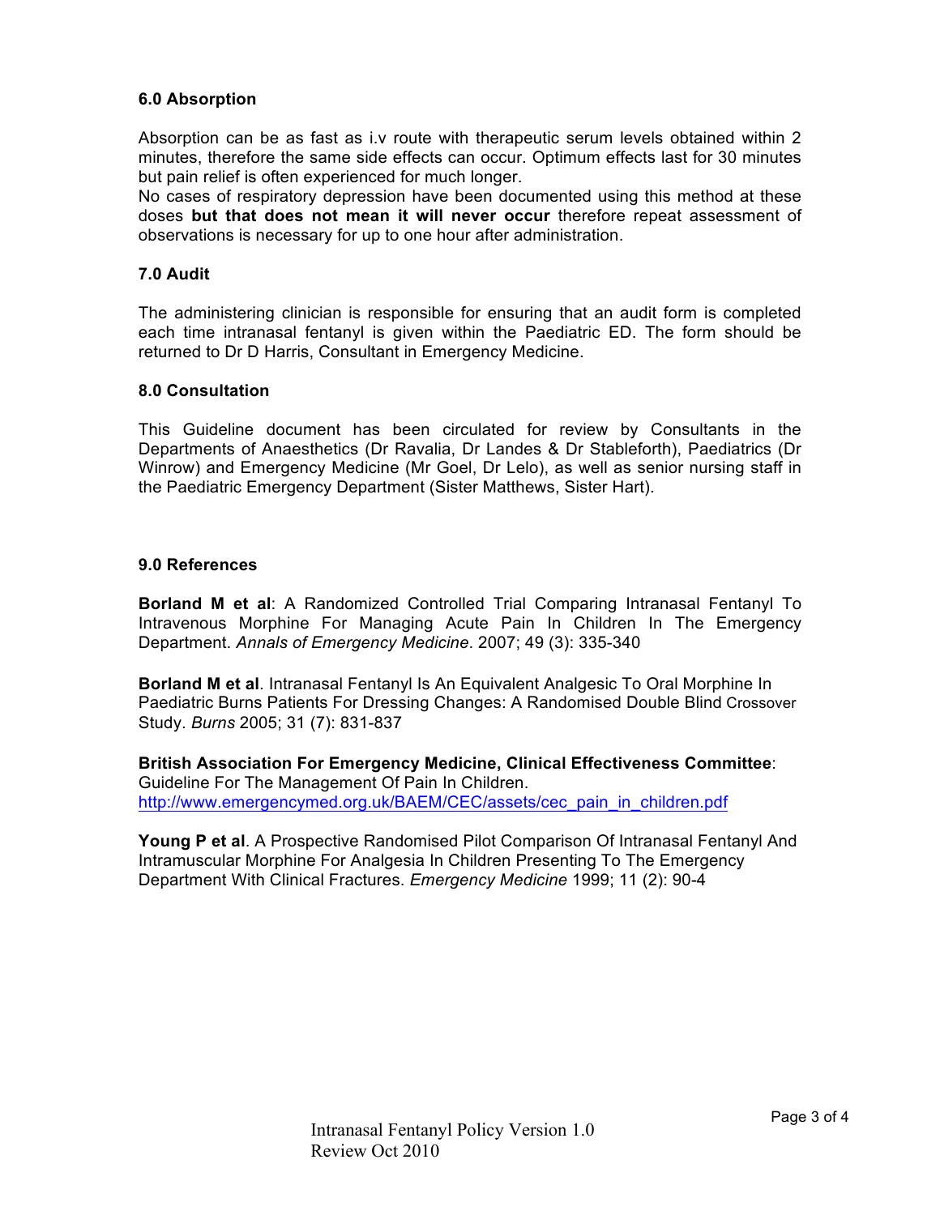### 6.0 Absorption

Absorption can be as fast as i.v route with therapeutic serum levels obtained within 2 minutes, therefore the same side effects can occur. Optimum effects last for 30 minutes but pain relief is often experienced for much longer.
No cases of respiratory depression have been documented using this method at these doses **but that does not mean it will never occur** therefore repeat assessment of observations is necessary for up to one hour after administration.

### 7.0 Audit

The administering clinician is responsible for ensuring that an audit form is completed each time intranasal fentanyl is given within the Paediatric ED. The form should be returned to Dr D Harris, Consultant in Emergency Medicine.

### 8.0 Consultation

This Guideline document has been circulated for review by Consultants in the Departments of Anaesthetics (Dr Ravalia, Dr Landes & Dr Stableforth), Paediatrics (Dr Winrow) and Emergency Medicine (Mr Goel, Dr Lelo), as well as senior nursing staff in the Paediatric Emergency Department (Sister Matthews, Sister Hart).

### 9.0 References

**Borland M et al**: A Randomized Controlled Trial Comparing Intranasal Fentanyl To Intravenous Morphine For Managing Acute Pain In Children In The Emergency Department. *Annals of Emergency Medicine*. 2007; 49 (3): 335-340

**Borland M et al**. Intranasal Fentanyl Is An Equivalent Analgesic To Oral Morphine In Paediatric Burns Patients For Dressing Changes: A Randomised Double Blind Crossover Study. *Burns* 2005; 31 (7): 831-837

**British Association For Emergency Medicine, Clinical Effectiveness Committee**: Guideline For The Management Of Pain In Children.
http://www.emergencymed.org.uk/BAEM/CEC/assets/cec_pain_in_children.pdf

**Young P et al**. A Prospective Randomised Pilot Comparison Of Intranasal Fentanyl And Intramuscular Morphine For Analgesia In Children Presenting To The Emergency Department With Clinical Fractures. *Emergency Medicine* 1999; 11 (2): 90-4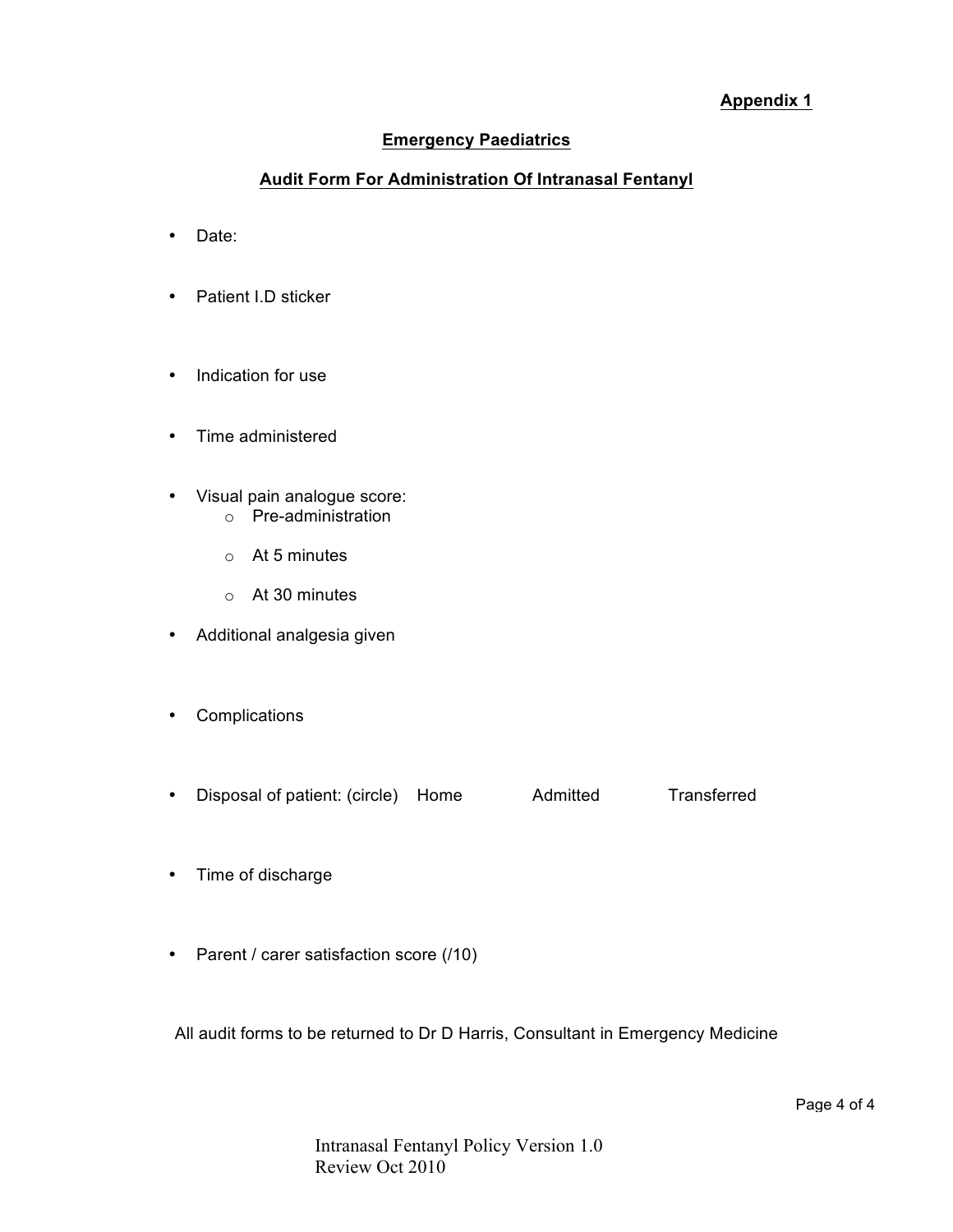**Appendix 1**

## Emergency Paediatrics

## Audit Form For Administration Of Intranasal Fentanyl

- Date:
- Patient I.D sticker
- Indication for use
- Time administered
- Visual pain analogue score:
  - Pre-administration
  - At 5 minutes
  - At 30 minutes
- Additional analgesia given
- Complications
- Disposal of patient: (circle) Home Admitted Transferred
- Time of discharge
- Parent / carer satisfaction score (/10)

All audit forms to be returned to Dr D Harris, Consultant in Emergency Medicine

Intranasal Fentanyl Policy Version 1.0
Review Oct 2010